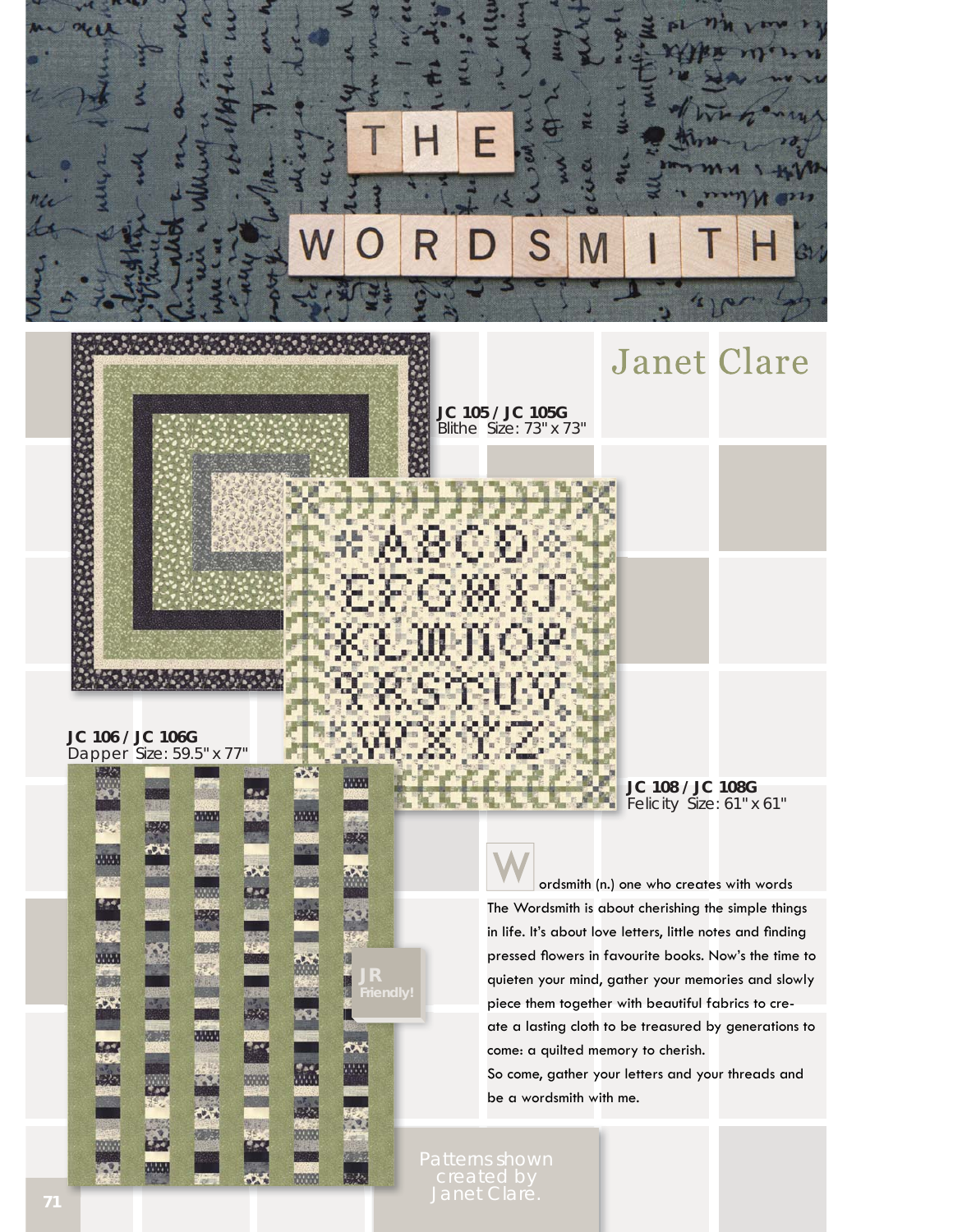# THE WORDSMITH

## Janet Clare

**JC 105 / JC 105G**
Blithe Size: 73" x 73"

**JC 106 / JC 106G**
Dapper Size: 59.5" x 77"

JR Friendly!

**JC 108 / JC 108G**
Felicity Size: 61" x 61"

Wordsmith (n.) one who creates with words

The Wordsmith is about cherishing the simple things in life. It's about love letters, little notes and finding pressed flowers in favourite books. Now's the time to quieten your mind, gather your memories and slowly piece them together with beautiful fabrics to create a lasting cloth to be treasured by generations to come: a quilted memory to cherish.

So come, gather your letters and your threads and be a wordsmith with me.

Patterns shown created by Janet Clare.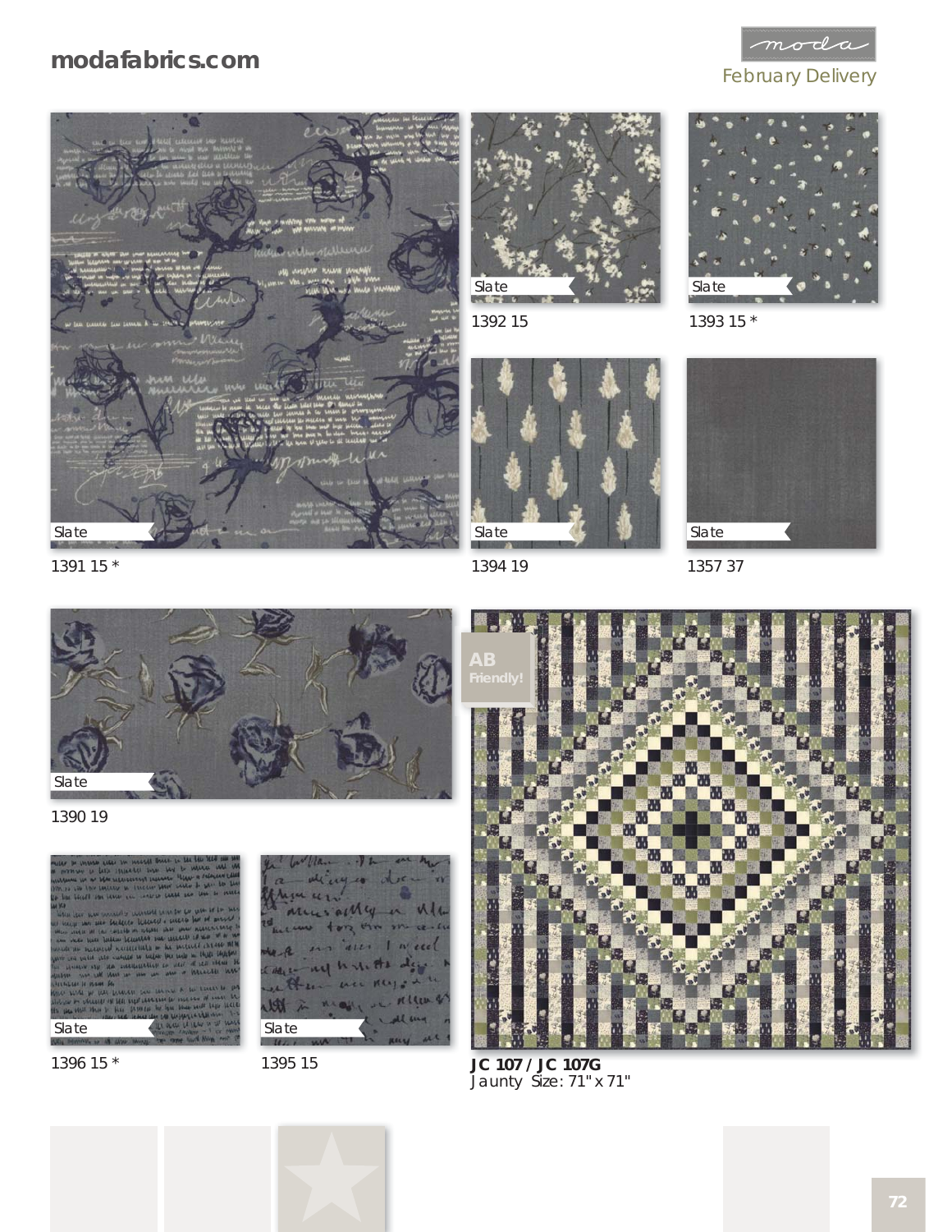modafabrics.com

February Delivery

Slate

1391 15 *

Slate

1392 15

Slate

1393 15 *

Slate

1394 19

Slate

1357 37

Slate

1390 19

AB Friendly!

Slate

1396 15 *

Slate

1395 15

**JC 107 / JC 107G**
Jaunty Size: 71" x 71"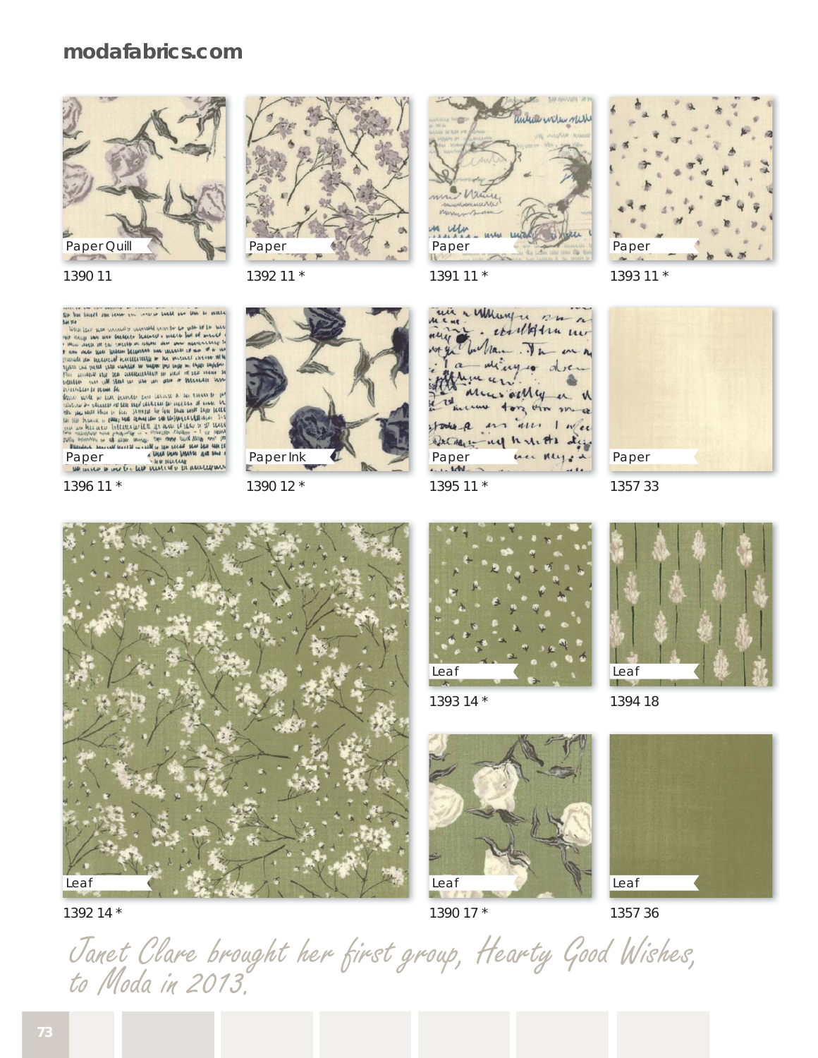modafabrics.com

Paper Quill
1390 11

Paper
1392 11 *

Paper
1391 11 *

Paper
1393 11 *

Paper
1396 11 *

Paper Ink
1390 12 *

Paper
1395 11 *

Paper
1357 33

Leaf
1392 14 *

Leaf
1393 14 *

Leaf
1394 18

Leaf
1390 17 *

Leaf
1357 36

*Janet Clare brought her first group, Hearty Good Wishes, to Moda in 2013.*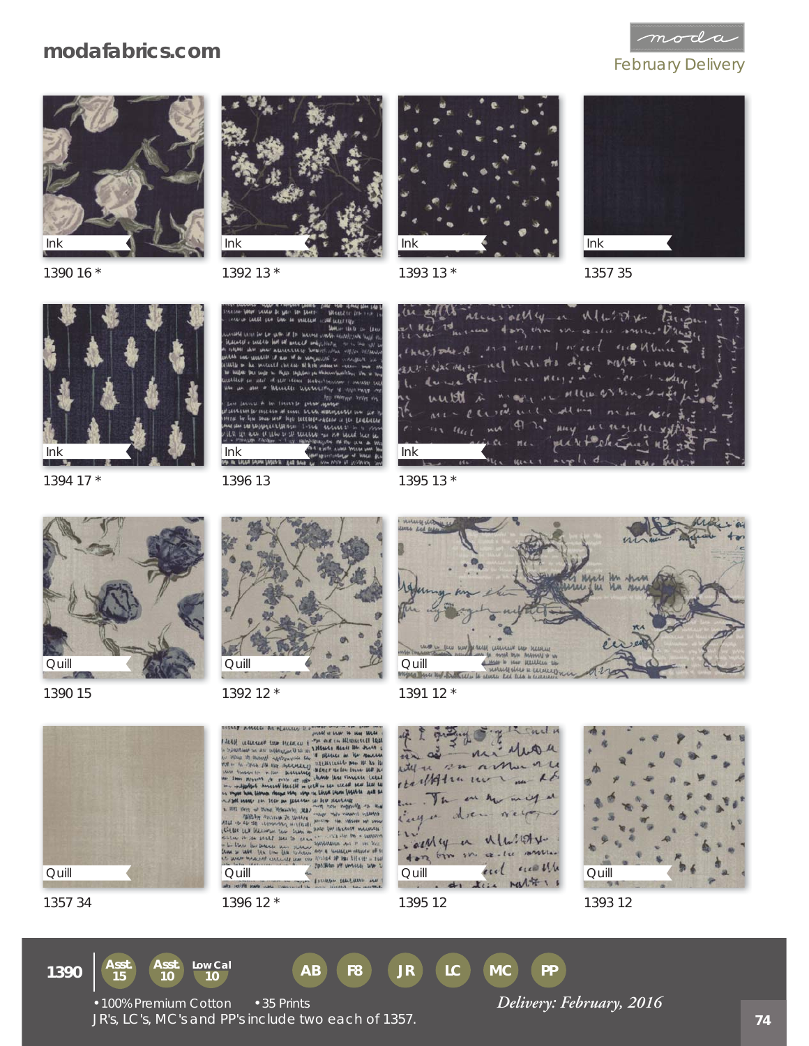modafabrics.com

moda

February Delivery

Ink
1390 16 *

Ink
1392 13 *

Ink
1393 13 *

Ink
1357 35

Ink
1394 17 *

Ink
1396 13

Ink
1395 13 *

Quill
1390 15

Quill
1392 12 *

Quill
1391 12 *

Quill
1357 34

Quill
1396 12 *

Quill
1395 12

Quill
1393 12

1390 Asst. 15 Asst. 10 Low Cal 10 AB F8 JR LC MC PP

• 100% Premium Cotton • 35 Prints

JR's, LC's, MC's and PP's include two each of 1357.

*Delivery: February, 2016*